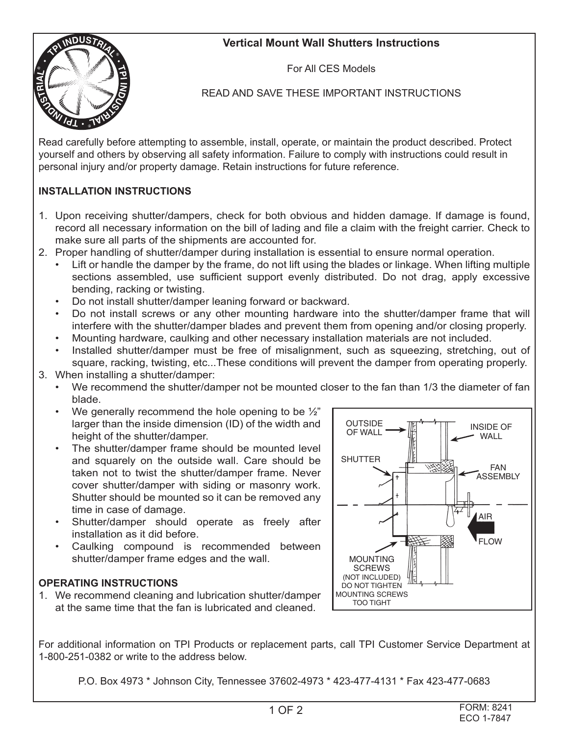# Vertical Mount Wall Shutters Instructions

For All CES Models

READ AND SAVE THESE IMPORTANT INSTRUCTIONS

Read carefully before attempting to assemble, install, operate, or maintain the product described. Protect yourself and others by observing all safety information. Failure to comply with instructions could result in personal injury and/or property damage. Retain instructions for future reference.

## INSTALLATION INSTRUCTIONS

1. Upon receiving shutter/dampers, check for both obvious and hidden damage. If damage is found, record all necessary information on the bill of lading and file a claim with the freight carrier. Check to make sure all parts of the shipments are accounted for.
2. Proper handling of shutter/damper during installation is essential to ensure normal operation.
   - Lift or handle the damper by the frame, do not lift using the blades or linkage. When lifting multiple sections assembled, use sufficient support evenly distributed. Do not drag, apply excessive bending, racking or twisting.
   - Do not install shutter/damper leaning forward or backward.
   - Do not install screws or any other mounting hardware into the shutter/damper frame that will interfere with the shutter/damper blades and prevent them from opening and/or closing properly.
   - Mounting hardware, caulking and other necessary installation materials are not included.
   - Installed shutter/damper must be free of misalignment, such as squeezing, stretching, out of square, racking, twisting, etc...These conditions will prevent the damper from operating properly.
3. When installing a shutter/damper:
   - We recommend the shutter/damper not be mounted closer to the fan than 1/3 the diameter of fan blade.
   - We generally recommend the hole opening to be ½" larger than the inside dimension (ID) of the width and height of the shutter/damper.
   - The shutter/damper frame should be mounted level and squarely on the outside wall. Care should be taken not to twist the shutter/damper frame. Never cover shutter/damper with siding or masonry work. Shutter should be mounted so it can be removed any time in case of damage.
   - Shutter/damper should operate as freely after installation as it did before.
   - Caulking compound is recommended between shutter/damper frame edges and the wall.

OUTSIDE OF WALL — INSIDE OF WALL — SHUTTER — FAN ASSEMBLY — AIR FLOW — MOUNTING SCREWS (NOT INCLUDED) DO NOT TIGHTEN MOUNTING SCREWS TOO TIGHT

## OPERATING INSTRUCTIONS

1. We recommend cleaning and lubrication shutter/damper at the same time that the fan is lubricated and cleaned.

For additional information on TPI Products or replacement parts, call TPI Customer Service Department at 1-800-251-0382 or write to the address below.

P.O. Box 4973 * Johnson City, Tennessee 37602-4973 * 423-477-4131 * Fax 423-477-0683

FORM: 8241
ECO 1-7847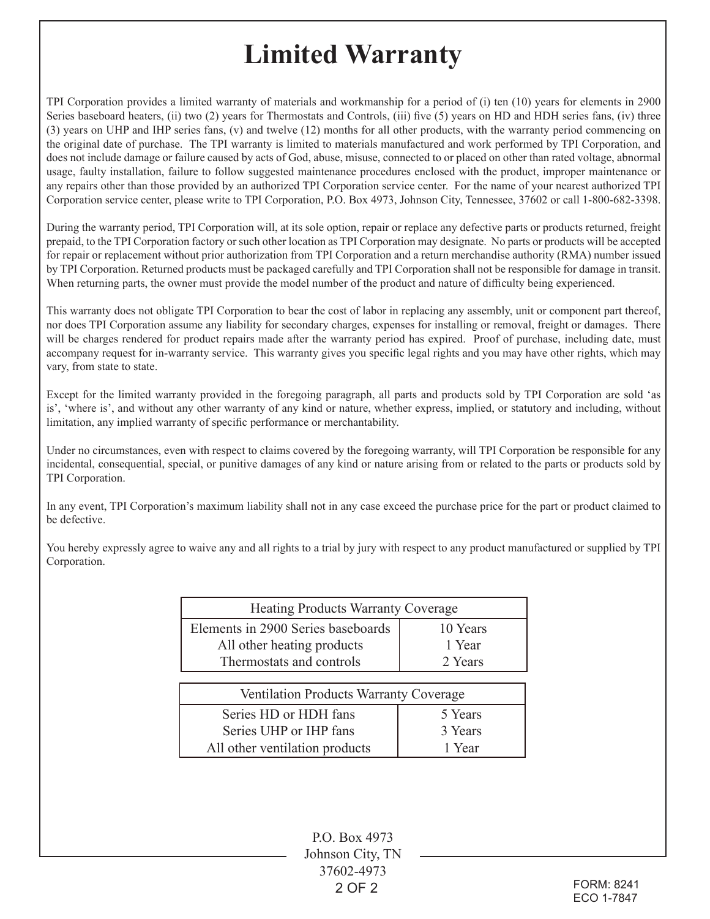# Limited Warranty

TPI Corporation provides a limited warranty of materials and workmanship for a period of (i) ten (10) years for elements in 2900 Series baseboard heaters, (ii) two (2) years for Thermostats and Controls, (iii) five (5) years on HD and HDH series fans, (iv) three (3) years on UHP and IHP series fans, (v) and twelve (12) months for all other products, with the warranty period commencing on the original date of purchase. The TPI warranty is limited to materials manufactured and work performed by TPI Corporation, and does not include damage or failure caused by acts of God, abuse, misuse, connected to or placed on other than rated voltage, abnormal usage, faulty installation, failure to follow suggested maintenance procedures enclosed with the product, improper maintenance or any repairs other than those provided by an authorized TPI Corporation service center. For the name of your nearest authorized TPI Corporation service center, please write to TPI Corporation, P.O. Box 4973, Johnson City, Tennessee, 37602 or call 1-800-682-3398.

During the warranty period, TPI Corporation will, at its sole option, repair or replace any defective parts or products returned, freight prepaid, to the TPI Corporation factory or such other location as TPI Corporation may designate. No parts or products will be accepted for repair or replacement without prior authorization from TPI Corporation and a return merchandise authority (RMA) number issued by TPI Corporation. Returned products must be packaged carefully and TPI Corporation shall not be responsible for damage in transit. When returning parts, the owner must provide the model number of the product and nature of difficulty being experienced.

This warranty does not obligate TPI Corporation to bear the cost of labor in replacing any assembly, unit or component part thereof, nor does TPI Corporation assume any liability for secondary charges, expenses for installing or removal, freight or damages. There will be charges rendered for product repairs made after the warranty period has expired. Proof of purchase, including date, must accompany request for in-warranty service. This warranty gives you specific legal rights and you may have other rights, which may vary, from state to state.

Except for the limited warranty provided in the foregoing paragraph, all parts and products sold by TPI Corporation are sold 'as is', 'where is', and without any other warranty of any kind or nature, whether express, implied, or statutory and including, without limitation, any implied warranty of specific performance or merchantability.

Under no circumstances, even with respect to claims covered by the foregoing warranty, will TPI Corporation be responsible for any incidental, consequential, special, or punitive damages of any kind or nature arising from or related to the parts or products sold by TPI Corporation.

In any event, TPI Corporation's maximum liability shall not in any case exceed the purchase price for the part or product claimed to be defective.

You hereby expressly agree to waive any and all rights to a trial by jury with respect to any product manufactured or supplied by TPI Corporation.

| Heating Products Warranty Coverage | |
|---|---|
| Elements in 2900 Series baseboards | 10 Years |
| All other heating products | 1 Year |
| Thermostats and controls | 2 Years |

| Ventilation Products Warranty Coverage | |
|---|---|
| Series HD or HDH fans | 5 Years |
| Series UHP or IHP fans | 3 Years |
| All other ventilation products | 1 Year |

P.O. Box 4973
Johnson City, TN
37602-4973

FORM: 8241
ECO 1-7847